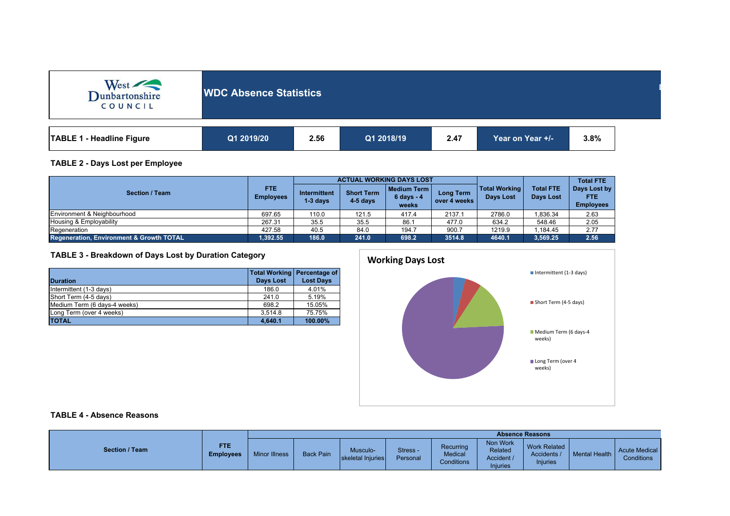West Dunbartonshire COUNCIL

# WDC Absence Statistics

| TABLE 1 - Headline Figure | Q1 2019/20 | 2.56 | Q1 2018/19 | 2.47 | Year on Year +/- | 3.8% |
|---|---|---|---|---|---|---|

## TABLE 2 - Days Lost per Employee

| Section / Team | FTE Employees | ACTUAL WORKING DAYS LOST | | | | Total Working Days Lost | Total FTE Days Lost | Total FTE Days Lost by FTE Employees |
|---|---|---|---|---|---|---|---|---|
| | | Intermittent 1-3 days | Short Term 4-5 days | Medium Term 6 days - 4 weeks | Long Term over 4 weeks | | | |
| Environment & Neighbourhood | 697.65 | 110.0 | 121.5 | 417.4 | 2137.1 | 2786.0 | 1,836.34 | 2.63 |
| Housing & Employability | 267.31 | 35.5 | 35.5 | 86.1 | 477.0 | 634.2 | 548.46 | 2.05 |
| Regeneration | 427.58 | 40.5 | 84.0 | 194.7 | 900.7 | 1219.9 | 1,184.45 | 2.77 |
| **Regeneration, Environment & Growth TOTAL** | **1,392.55** | **186.0** | **241.0** | **698.2** | **3514.8** | **4640.1** | **3,569.25** | **2.56** |

## TABLE 3 - Breakdown of Days Lost by Duration Category

| Duration | Total Working Days Lost | Percentage of Lost Days |
|---|---|---|
| Intermittent (1-3 days) | 186.0 | 4.01% |
| Short Term (4-5 days) | 241.0 | 5.19% |
| Medium Term (6 days-4 weeks) | 698.2 | 15.05% |
| Long Term (over 4 weeks) | 3,514.8 | 75.75% |
| **TOTAL** | **4,640.1** | **100.00%** |

**Working Days Lost**

- Intermittent (1-3 days)
- Short Term (4-5 days)
- Medium Term (6 days-4 weeks)
- Long Term (over 4 weeks)

## TABLE 4 - Absence Reasons

| Section / Team | FTE Employees | Absence Reasons | | | | | | | | |
|---|---|---|---|---|---|---|---|---|---|---|
| | | Minor Illness | Back Pain | Musculo-skeletal Injuries | Stress - Personal | Recurring Medical Conditions | Non Work Related Accident / Injuries | Work Related Accidents / Injuries | Mental Health | Acute Medical Conditions |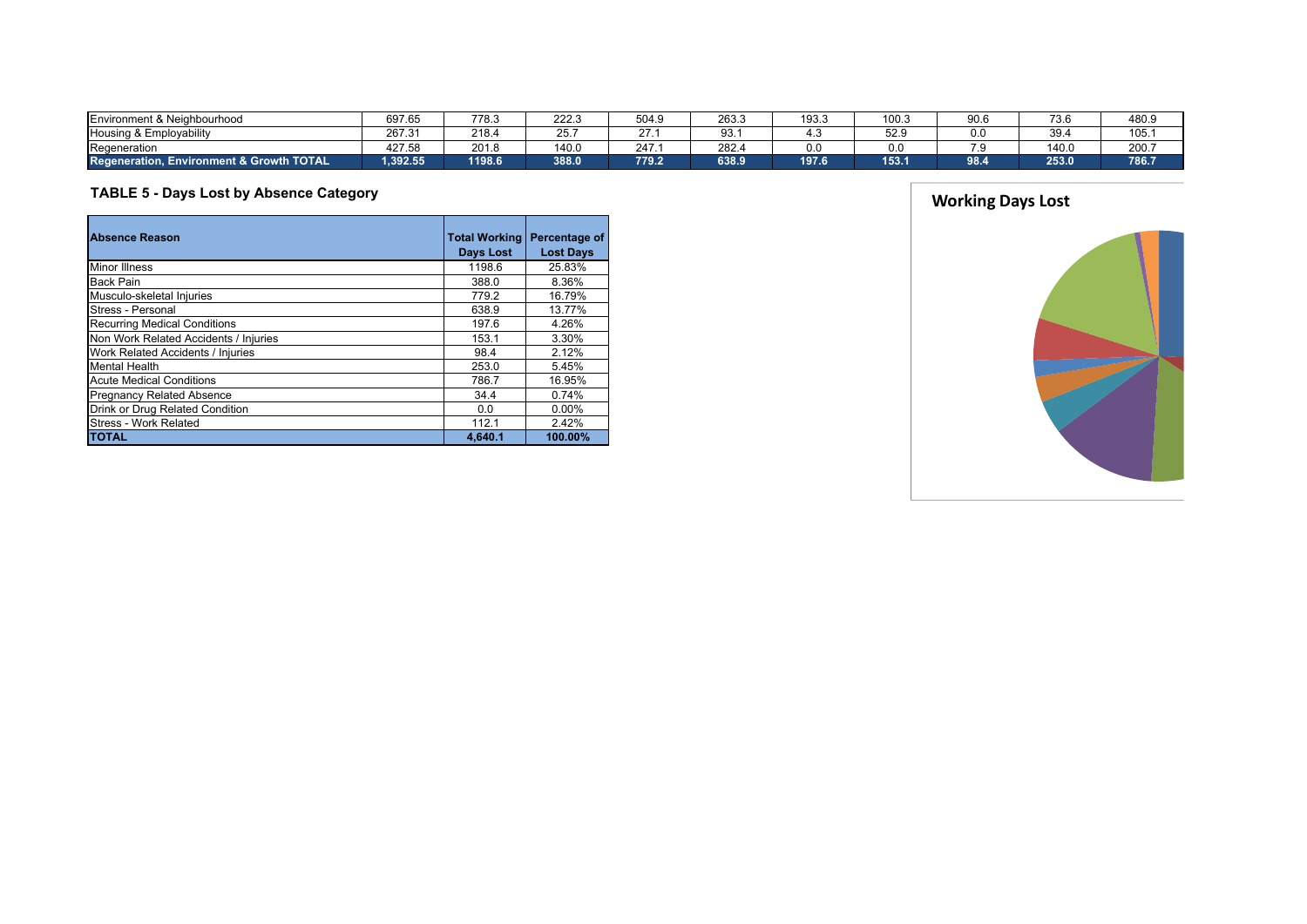| | | | | | | | | | | |
|---|---|---|---|---|---|---|---|---|---|---|
| Environment & Neighbourhood | 697.65 | 778.3 | 222.3 | 504.9 | 263.3 | 193.3 | 100.3 | 90.6 | 73.6 | 480.9 |
| Housing & Employability | 267.31 | 218.4 | 25.7 | 27.1 | 93.1 | 4.3 | 52.9 | 0.0 | 39.4 | 105.1 |
| Regeneration | 427.58 | 201.8 | 140.0 | 247.1 | 282.4 | 0.0 | 0.0 | 7.9 | 140.0 | 200.7 |
| **Regeneration, Environment & Growth TOTAL** | **1,392.55** | **1198.6** | **388.0** | **779.2** | **638.9** | **197.6** | **153.1** | **98.4** | **253.0** | **786.7** |

## TABLE 5 - Days Lost by Absence Category

| Absence Reason | Total Working Days Lost | Percentage of Lost Days |
|---|---|---|
| Minor Illness | 1198.6 | 25.83% |
| Back Pain | 388.0 | 8.36% |
| Musculo-skeletal Injuries | 779.2 | 16.79% |
| Stress - Personal | 638.9 | 13.77% |
| Recurring Medical Conditions | 197.6 | 4.26% |
| Non Work Related Accidents / Injuries | 153.1 | 3.30% |
| Work Related Accidents / Injuries | 98.4 | 2.12% |
| Mental Health | 253.0 | 5.45% |
| Acute Medical Conditions | 786.7 | 16.95% |
| Pregnancy Related Absence | 34.4 | 0.74% |
| Drink or Drug Related Condition | 0.0 | 0.00% |
| Stress - Work Related | 112.1 | 2.42% |
| **TOTAL** | **4,640.1** | **100.00%** |

**Working Days Lost**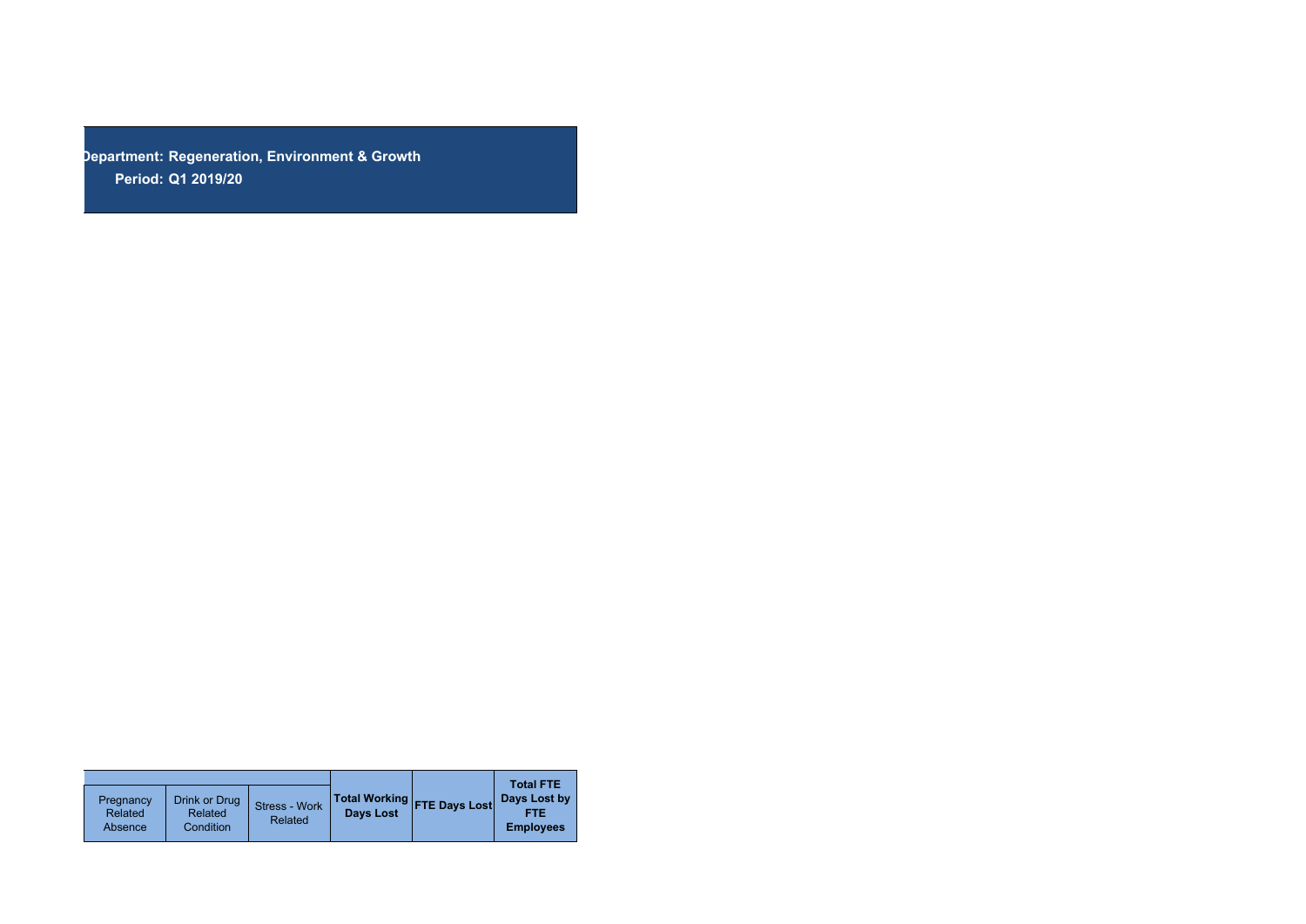**Department: Regeneration, Environment & Growth**

**Period: Q1 2019/20**

| | | | | | |
|---|---|---|---|---|---|
| Pregnancy Related Absence | Drink or Drug Related Condition | Stress - Work Related | **Total Working Days Lost** | **FTE Days Lost** | **Total FTE Days Lost by FTE Employees** |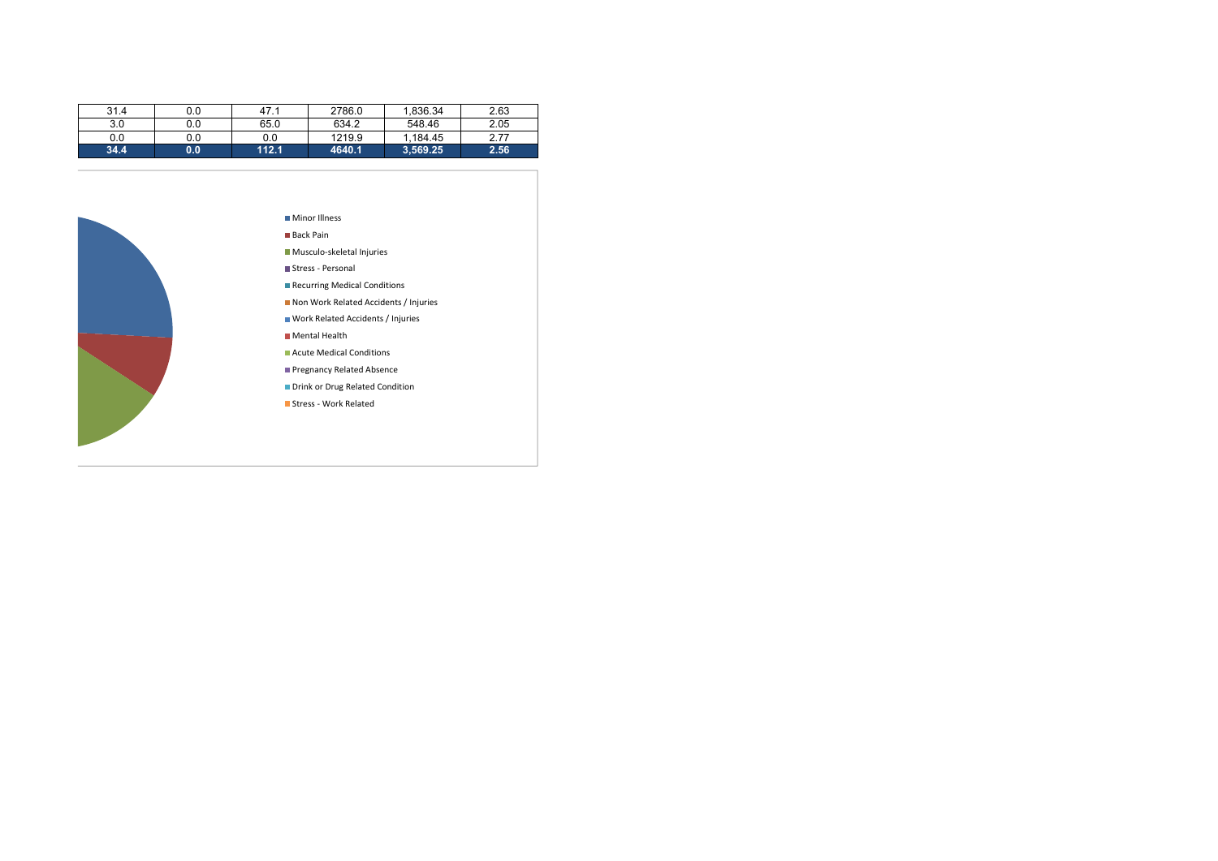| | | | | | |
|---|---|---|---|---|---|
| 31.4 | 0.0 | 47.1 | 2786.0 | 1,836.34 | 2.63 |
| 3.0 | 0.0 | 65.0 | 634.2 | 548.46 | 2.05 |
| 0.0 | 0.0 | 0.0 | 1219.9 | 1,184.45 | 2.77 |
| **34.4** | **0.0** | **112.1** | **4640.1** | **3,569.25** | **2.56** |

Minor Illness
Back Pain
Musculo-skeletal Injuries
Stress - Personal
Recurring Medical Conditions
Non Work Related Accidents / Injuries
Work Related Accidents / Injuries
Mental Health
Acute Medical Conditions
Pregnancy Related Absence
Drink or Drug Related Condition
Stress - Work Related